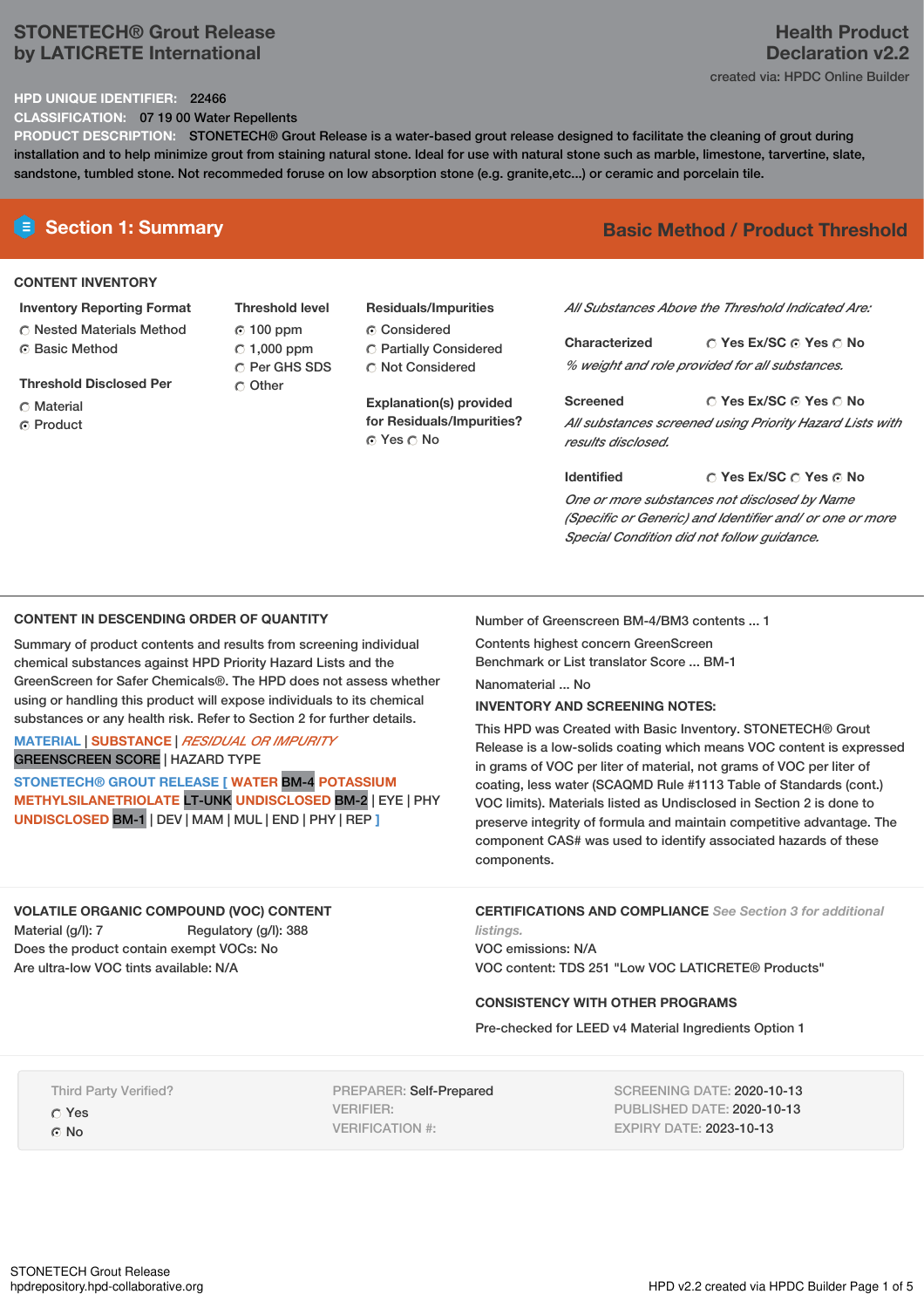# STONETECH® Grout Release by LATICRETE International

**Health Product Declaration v2.2**

created via: HPDC Online Builder

**HPD UNIQUE IDENTIFIER:** 22466

**CLASSIFICATION:** 07 19 00 Water Repellents

**PRODUCT DESCRIPTION:** STONETECH® Grout Release is a water-based grout release designed to facilitate the cleaning of grout during installation and to help minimize grout from staining natural stone. Ideal for use with natural stone such as marble, limestone, tarvertine, slate, sandstone, tumbled stone. Not recommeded foruse on low absorption stone (e.g. granite,etc...) or ceramic and porcelain tile.

## Section 1: Summary

**Basic Method / Product Threshold**

### CONTENT INVENTORY

**Inventory Reporting Format**
- ○ Nested Materials Method
- ● Basic Method

**Threshold Disclosed Per**
- ○ Material
- ● Product

**Threshold level**
- ● 100 ppm
- ○ 1,000 ppm
- ○ Per GHS SDS
- ○ Other

**Residuals/Impurities**
- ● Considered
- ○ Partially Considered
- ○ Not Considered

**Explanation(s) provided for Residuals/Impurities?**
● Yes ○ No

*All Substances Above the Threshold Indicated Are:*

**Characterized** ○ Yes Ex/SC ● Yes ○ No
*% weight and role provided for all substances.*

**Screened** ○ Yes Ex/SC ● Yes ○ No
*All substances screened using Priority Hazard Lists with results disclosed.*

**Identified** ○ Yes Ex/SC ○ Yes ● No
*One or more substances not disclosed by Name (Specific or Generic) and Identifier and/ or one or more Special Condition did not follow guidance.*

### CONTENT IN DESCENDING ORDER OF QUANTITY

Summary of product contents and results from screening individual chemical substances against HPD Priority Hazard Lists and the GreenScreen for Safer Chemicals®. The HPD does not assess whether using or handling this product will expose individuals to its chemical substances or any health risk. Refer to Section 2 for further details.

MATERIAL | SUBSTANCE | *RESIDUAL OR IMPURITY*
GREENSCREEN SCORE | HAZARD TYPE

STONETECH® GROUT RELEASE [ WATER BM-4 POTASSIUM METHYLSILANETRIOLATE LT-UNK UNDISCLOSED BM-2 | EYE | PHY UNDISCLOSED BM-1 | DEV | MAM | MUL | END | PHY | REP ]

Number of Greenscreen BM-4/BM3 contents ... 1

Contents highest concern GreenScreen Benchmark or List translator Score ... BM-1

Nanomaterial ... No

**INVENTORY AND SCREENING NOTES:**

This HPD was Created with Basic Inventory. STONETECH® Grout Release is a low-solids coating which means VOC content is expressed in grams of VOC per liter of material, not grams of VOC per liter of coating, less water (SCAQMD Rule #1113 Table of Standards (cont.) VOC limits). Materials listed as Undisclosed in Section 2 is done to preserve integrity of formula and maintain competitive advantage. The component CAS# was used to identify associated hazards of these components.

### VOLATILE ORGANIC COMPOUND (VOC) CONTENT

Material (g/l): 7 Regulatory (g/l): 388

Does the product contain exempt VOCs: No

Are ultra-low VOC tints available: N/A

### CERTIFICATIONS AND COMPLIANCE *See Section 3 for additional listings.*

VOC emissions: N/A

VOC content: TDS 251 "Low VOC LATICRETE® Products"

### CONSISTENCY WITH OTHER PROGRAMS

Pre-checked for LEED v4 Material Ingredients Option 1

Third Party Verified?
- ○ Yes
- ● No

PREPARER: Self-Prepared
VERIFIER:
VERIFICATION #:

SCREENING DATE: 2020-10-13
PUBLISHED DATE: 2020-10-13
EXPIRY DATE: 2023-10-13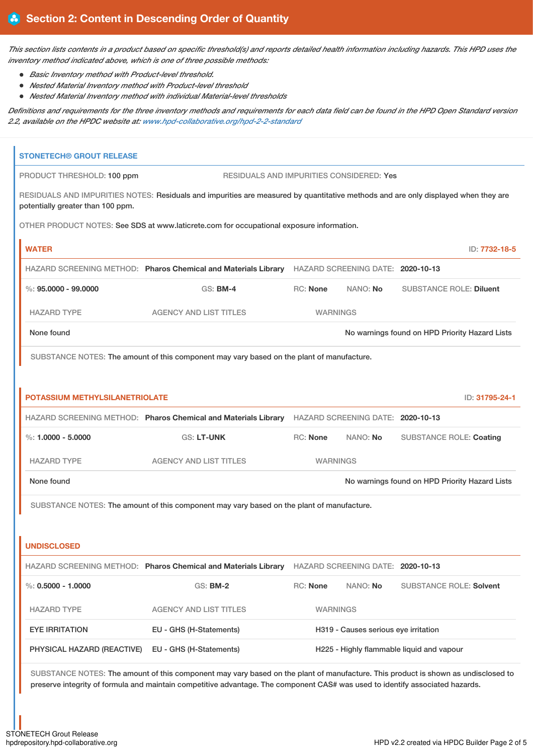## Section 2: Content in Descending Order of Quantity

*This section lists contents in a product based on specific threshold(s) and reports detailed health information including hazards. This HPD uses the inventory method indicated above, which is one of three possible methods:*

- *Basic Inventory method with Product-level threshold.*
- *Nested Material Inventory method with Product-level threshold*
- *Nested Material Inventory method with individual Material-level thresholds*

*Definitions and requirements for the three inventory methods and requirements for each data field can be found in the HPD Open Standard version 2.2, available on the HPDC website at: www.hpd-collaborative.org/hpd-2-2-standard*

### STONETECH® GROUT RELEASE

PRODUCT THRESHOLD: 100 ppm | RESIDUALS AND IMPURITIES CONSIDERED: Yes

RESIDUALS AND IMPURITIES NOTES: Residuals and impurities are measured by quantitative methods and are only displayed when they are potentially greater than 100 ppm.

OTHER PRODUCT NOTES: See SDS at www.laticrete.com for occupational exposure information.

#### WATER

ID: 7732-18-5

HAZARD SCREENING METHOD: **Pharos Chemical and Materials Library** | HAZARD SCREENING DATE: **2020-10-13**

%: **95.0000 - 99.0000** | GS: **BM-4** | RC: **None** | NANO: **No** | SUBSTANCE ROLE: **Diluent**

| HAZARD TYPE | AGENCY AND LIST TITLES | WARNINGS |
|---|---|---|
| None found | | No warnings found on HPD Priority Hazard Lists |

SUBSTANCE NOTES: The amount of this component may vary based on the plant of manufacture.

#### POTASSIUM METHYLSILANETRIOLATE

ID: 31795-24-1

HAZARD SCREENING METHOD: **Pharos Chemical and Materials Library** | HAZARD SCREENING DATE: **2020-10-13**

%: **1.0000 - 5.0000** | GS: **LT-UNK** | RC: **None** | NANO: **No** | SUBSTANCE ROLE: **Coating**

| HAZARD TYPE | AGENCY AND LIST TITLES | WARNINGS |
|---|---|---|
| None found | | No warnings found on HPD Priority Hazard Lists |

SUBSTANCE NOTES: The amount of this component may vary based on the plant of manufacture.

#### UNDISCLOSED

HAZARD SCREENING METHOD: **Pharos Chemical and Materials Library** | HAZARD SCREENING DATE: **2020-10-13**

%: **0.5000 - 1.0000** | GS: **BM-2** | RC: **None** | NANO: **No** | SUBSTANCE ROLE: **Solvent**

| HAZARD TYPE | AGENCY AND LIST TITLES | WARNINGS |
|---|---|---|
| EYE IRRITATION | EU - GHS (H-Statements) | H319 - Causes serious eye irritation |
| PHYSICAL HAZARD (REACTIVE) | EU - GHS (H-Statements) | H225 - Highly flammable liquid and vapour |

SUBSTANCE NOTES: The amount of this component may vary based on the plant of manufacture. This product is shown as undisclosed to preserve integrity of formula and maintain competitive advantage. The component CAS# was used to identify associated hazards.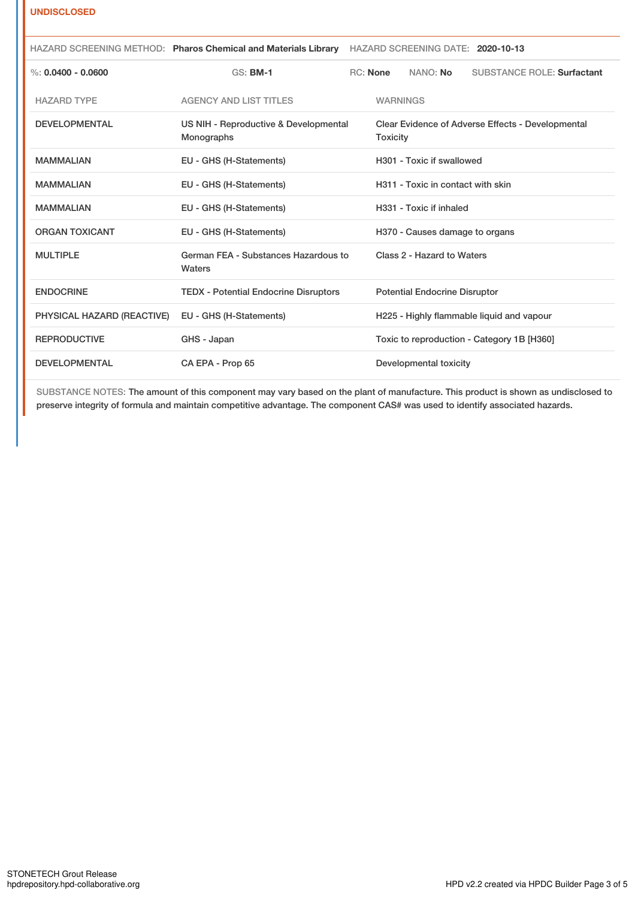**UNDISCLOSED**

HAZARD SCREENING METHOD: **Pharos Chemical and Materials Library** HAZARD SCREENING DATE: **2020-10-13**

%: **0.0400 - 0.0600** GS: **BM-1** RC: **None** NANO: **No** SUBSTANCE ROLE: **Surfactant**

| HAZARD TYPE | AGENCY AND LIST TITLES | WARNINGS |
|---|---|---|
| DEVELOPMENTAL | US NIH - Reproductive & Developmental Monographs | Clear Evidence of Adverse Effects - Developmental Toxicity |
| MAMMALIAN | EU - GHS (H-Statements) | H301 - Toxic if swallowed |
| MAMMALIAN | EU - GHS (H-Statements) | H311 - Toxic in contact with skin |
| MAMMALIAN | EU - GHS (H-Statements) | H331 - Toxic if inhaled |
| ORGAN TOXICANT | EU - GHS (H-Statements) | H370 - Causes damage to organs |
| MULTIPLE | German FEA - Substances Hazardous to Waters | Class 2 - Hazard to Waters |
| ENDOCRINE | TEDX - Potential Endocrine Disruptors | Potential Endocrine Disruptor |
| PHYSICAL HAZARD (REACTIVE) | EU - GHS (H-Statements) | H225 - Highly flammable liquid and vapour |
| REPRODUCTIVE | GHS - Japan | Toxic to reproduction - Category 1B [H360] |
| DEVELOPMENTAL | CA EPA - Prop 65 | Developmental toxicity |

SUBSTANCE NOTES: The amount of this component may vary based on the plant of manufacture. This product is shown as undisclosed to preserve integrity of formula and maintain competitive advantage. The component CAS# was used to identify associated hazards.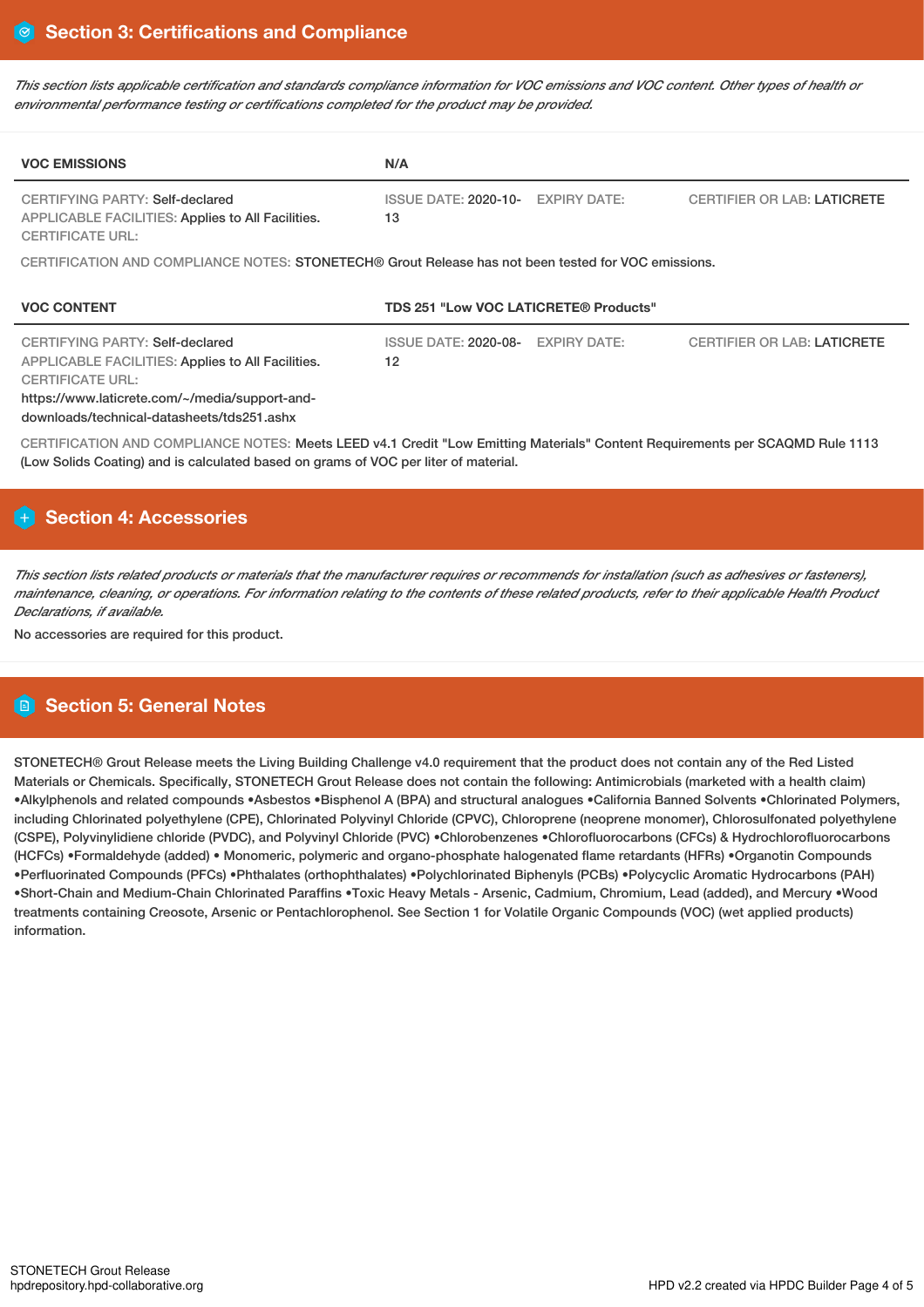## Section 3: Certifications and Compliance

*This section lists applicable certification and standards compliance information for VOC emissions and VOC content. Other types of health or environmental performance testing or certifications completed for the product may be provided.*

| VOC EMISSIONS | N/A | | |
|---|---|---|---|
| CERTIFYING PARTY: Self-declared<br>APPLICABLE FACILITIES: Applies to All Facilities.<br>CERTIFICATE URL: | ISSUE DATE: 2020-10-13 | EXPIRY DATE: | CERTIFIER OR LAB: LATICRETE |

CERTIFICATION AND COMPLIANCE NOTES: STONETECH® Grout Release has not been tested for VOC emissions.

| VOC CONTENT | TDS 251 "Low VOC LATICRETE® Products" | | |
|---|---|---|---|
| CERTIFYING PARTY: Self-declared<br>APPLICABLE FACILITIES: Applies to All Facilities.<br>CERTIFICATE URL:<br>https://www.laticrete.com/~/media/support-and-downloads/technical-datasheets/tds251.ashx | ISSUE DATE: 2020-08-12 | EXPIRY DATE: | CERTIFIER OR LAB: LATICRETE |

CERTIFICATION AND COMPLIANCE NOTES: Meets LEED v4.1 Credit "Low Emitting Materials" Content Requirements per SCAQMD Rule 1113 (Low Solids Coating) and is calculated based on grams of VOC per liter of material.

## Section 4: Accessories

*This section lists related products or materials that the manufacturer requires or recommends for installation (such as adhesives or fasteners), maintenance, cleaning, or operations. For information relating to the contents of these related products, refer to their applicable Health Product Declarations, if available.*

No accessories are required for this product.

## Section 5: General Notes

STONETECH® Grout Release meets the Living Building Challenge v4.0 requirement that the product does not contain any of the Red Listed Materials or Chemicals. Specifically, STONETECH Grout Release does not contain the following: Antimicrobials (marketed with a health claim) •Alkylphenols and related compounds •Asbestos •Bisphenol A (BPA) and structural analogues •California Banned Solvents •Chlorinated Polymers, including Chlorinated polyethylene (CPE), Chlorinated Polyvinyl Chloride (CPVC), Chloroprene (neoprene monomer), Chlorosulfonated polyethylene (CSPE), Polyvinylidiene chloride (PVDC), and Polyvinyl Chloride (PVC) •Chlorobenzenes •Chlorofluorocarbons (CFCs) & Hydrochlorofluorocarbons (HCFCs) •Formaldehyde (added) • Monomeric, polymeric and organo-phosphate halogenated flame retardants (HFRs) •Organotin Compounds •Perfluorinated Compounds (PFCs) •Phthalates (orthophthalates) •Polychlorinated Biphenyls (PCBs) •Polycyclic Aromatic Hydrocarbons (PAH) •Short-Chain and Medium-Chain Chlorinated Paraffins •Toxic Heavy Metals - Arsenic, Cadmium, Chromium, Lead (added), and Mercury •Wood treatments containing Creosote, Arsenic or Pentachlorophenol. See Section 1 for Volatile Organic Compounds (VOC) (wet applied products) information.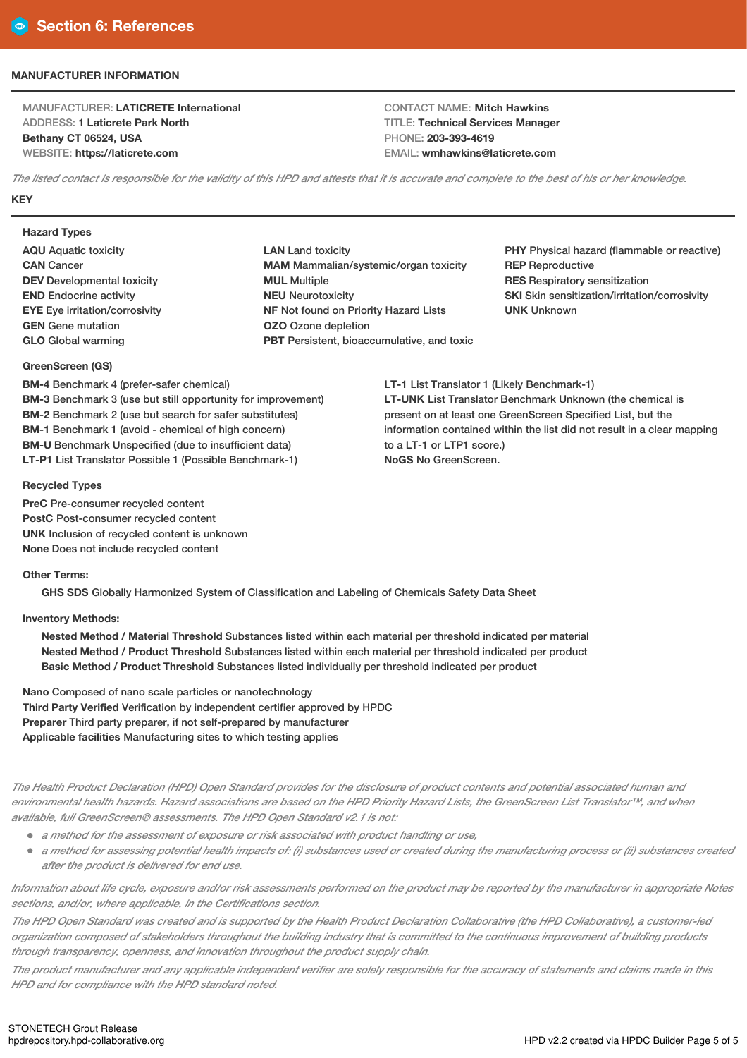## Section 6: References

### MANUFACTURER INFORMATION

MANUFACTURER: **LATICRETE International**
ADDRESS: **1 Laticrete Park North**
**Bethany CT 06524, USA**
WEBSITE: **https://laticrete.com**

CONTACT NAME: **Mitch Hawkins**
TITLE: **Technical Services Manager**
PHONE: **203-393-4619**
EMAIL: **wmhawkins@laticrete.com**

*The listed contact is responsible for the validity of this HPD and attests that it is accurate and complete to the best of his or her knowledge.*

### KEY

**Hazard Types**

**AQU** Aquatic toxicity
**CAN** Cancer
**DEV** Developmental toxicity
**END** Endocrine activity
**EYE** Eye irritation/corrosivity
**GEN** Gene mutation
**GLO** Global warming
**LAN** Land toxicity
**MAM** Mammalian/systemic/organ toxicity
**MUL** Multiple
**NEU** Neurotoxicity
**NF** Not found on Priority Hazard Lists
**OZO** Ozone depletion
**PBT** Persistent, bioaccumulative, and toxic
**PHY** Physical hazard (flammable or reactive)
**REP** Reproductive
**RES** Respiratory sensitization
**SKI** Skin sensitization/irritation/corrosivity
**UNK** Unknown

**GreenScreen (GS)**

**BM-4** Benchmark 4 (prefer-safer chemical)
**BM-3** Benchmark 3 (use but still opportunity for improvement)
**BM-2** Benchmark 2 (use but search for safer substitutes)
**BM-1** Benchmark 1 (avoid - chemical of high concern)
**BM-U** Benchmark Unspecified (due to insufficient data)
**LT-P1** List Translator Possible 1 (Possible Benchmark-1)
**LT-1** List Translator 1 (Likely Benchmark-1)
**LT-UNK** List Translator Benchmark Unknown (the chemical is present on at least one GreenScreen Specified List, but the information contained within the list did not result in a clear mapping to a LT-1 or LTP1 score.)
**NoGS** No GreenScreen.

**Recycled Types**

**PreC** Pre-consumer recycled content
**PostC** Post-consumer recycled content
**UNK** Inclusion of recycled content is unknown
**None** Does not include recycled content

**Other Terms:**

**GHS SDS** Globally Harmonized System of Classification and Labeling of Chemicals Safety Data Sheet

**Inventory Methods:**

**Nested Method / Material Threshold** Substances listed within each material per threshold indicated per material
**Nested Method / Product Threshold** Substances listed within each material per threshold indicated per product
**Basic Method / Product Threshold** Substances listed individually per threshold indicated per product

**Nano** Composed of nano scale particles or nanotechnology
**Third Party Verified** Verification by independent certifier approved by HPDC
**Preparer** Third party preparer, if not self-prepared by manufacturer
**Applicable facilities** Manufacturing sites to which testing applies

*The Health Product Declaration (HPD) Open Standard provides for the disclosure of product contents and potential associated human and environmental health hazards. Hazard associations are based on the HPD Priority Hazard Lists, the GreenScreen List Translator™, and when available, full GreenScreen® assessments. The HPD Open Standard v2.1 is not:*

- *a method for the assessment of exposure or risk associated with product handling or use,*
- *a method for assessing potential health impacts of: (i) substances used or created during the manufacturing process or (ii) substances created after the product is delivered for end use.*

*Information about life cycle, exposure and/or risk assessments performed on the product may be reported by the manufacturer in appropriate Notes sections, and/or, where applicable, in the Certifications section.*

*The HPD Open Standard was created and is supported by the Health Product Declaration Collaborative (the HPD Collaborative), a customer-led organization composed of stakeholders throughout the building industry that is committed to the continuous improvement of building products through transparency, openness, and innovation throughout the product supply chain.*

*The product manufacturer and any applicable independent verifier are solely responsible for the accuracy of statements and claims made in this HPD and for compliance with the HPD standard noted.*